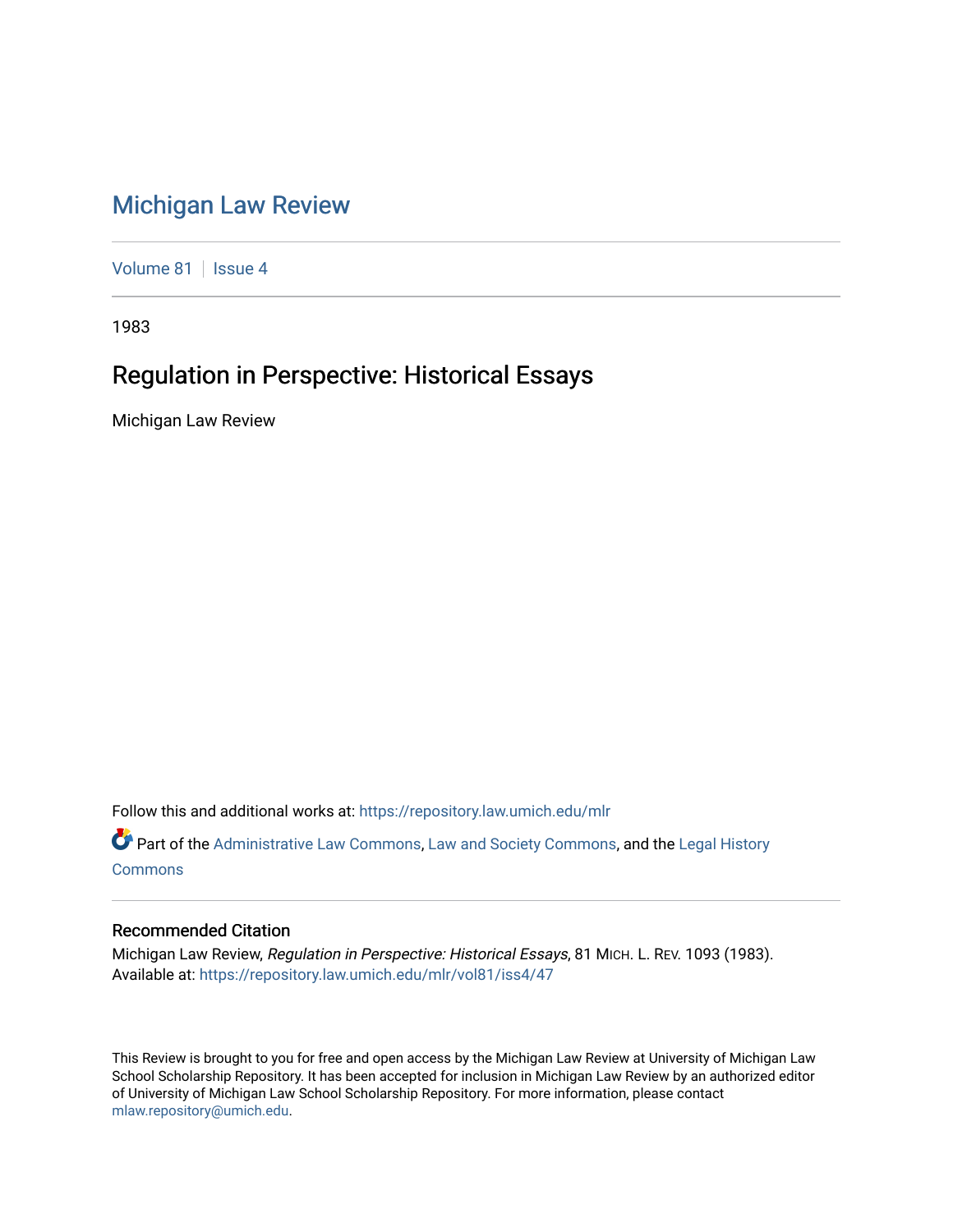# Michigan Law Review

Volume 81 | Issue 4

1983

## Regulation in Perspective: Historical Essays

Michigan Law Review

Follow this and additional works at: https://repository.law.umich.edu/mlr

Part of the Administrative Law Commons, Law and Society Commons, and the Legal History Commons

### Recommended Citation

Michigan Law Review, *Regulation in Perspective: Historical Essays*, 81 MICH. L. REV. 1093 (1983).
Available at: https://repository.law.umich.edu/mlr/vol81/iss4/47

This Review is brought to you for free and open access by the Michigan Law Review at University of Michigan Law School Scholarship Repository. It has been accepted for inclusion in Michigan Law Review by an authorized editor of University of Michigan Law School Scholarship Repository. For more information, please contact mlaw.repository@umich.edu.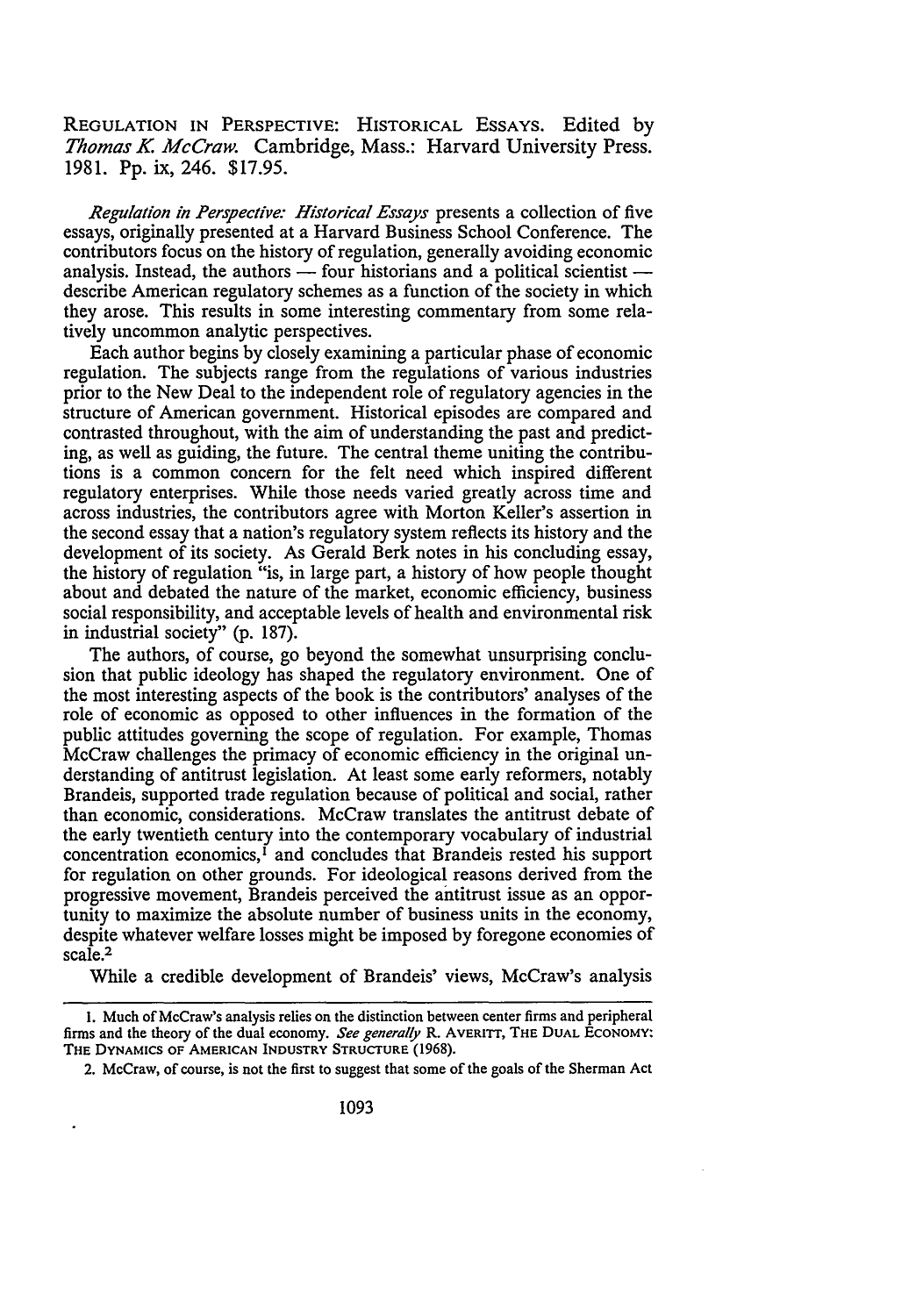REGULATION IN PERSPECTIVE: HISTORICAL ESSAYS. Edited by *Thomas K. McCraw.* Cambridge, Mass.: Harvard University Press. 1981. Pp. ix, 246. $17.95.

*Regulation in Perspective: Historical Essays* presents a collection of five essays, originally presented at a Harvard Business School Conference. The contributors focus on the history of regulation, generally avoiding economic analysis. Instead, the authors — four historians and a political scientist — describe American regulatory schemes as a function of the society in which they arose. This results in some interesting commentary from some relatively uncommon analytic perspectives.

Each author begins by closely examining a particular phase of economic regulation. The subjects range from the regulations of various industries prior to the New Deal to the independent role of regulatory agencies in the structure of American government. Historical episodes are compared and contrasted throughout, with the aim of understanding the past and predicting, as well as guiding, the future. The central theme uniting the contributions is a common concern for the felt need which inspired different regulatory enterprises. While those needs varied greatly across time and across industries, the contributors agree with Morton Keller's assertion in the second essay that a nation's regulatory system reflects its history and the development of its society. As Gerald Berk notes in his concluding essay, the history of regulation "is, in large part, a history of how people thought about and debated the nature of the market, economic efficiency, business social responsibility, and acceptable levels of health and environmental risk in industrial society" (p. 187).

The authors, of course, go beyond the somewhat unsurprising conclusion that public ideology has shaped the regulatory environment. One of the most interesting aspects of the book is the contributors' analyses of the role of economic as opposed to other influences in the formation of the public attitudes governing the scope of regulation. For example, Thomas McCraw challenges the primacy of economic efficiency in the original understanding of antitrust legislation. At least some early reformers, notably Brandeis, supported trade regulation because of political and social, rather than economic, considerations. McCraw translates the antitrust debate of the early twentieth century into the contemporary vocabulary of industrial concentration economics,[1] and concludes that Brandeis rested his support for regulation on other grounds. For ideological reasons derived from the progressive movement, Brandeis perceived the antitrust issue as an opportunity to maximize the absolute number of business units in the economy, despite whatever welfare losses might be imposed by foregone economies of scale.[2]

While a credible development of Brandeis' views, McCraw's analysis

---

1. Much of McCraw's analysis relies on the distinction between center firms and peripheral firms and the theory of the dual economy. *See generally* R. AVERITT, THE DUAL ECONOMY: THE DYNAMICS OF AMERICAN INDUSTRY STRUCTURE (1968).

2. McCraw, of course, is not the first to suggest that some of the goals of the Sherman Act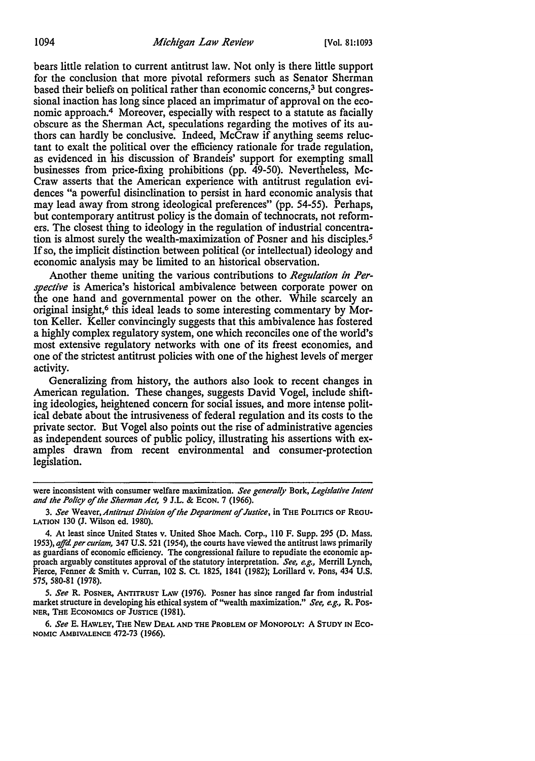bears little relation to current antitrust law. Not only is there little support for the conclusion that more pivotal reformers such as Senator Sherman based their beliefs on political rather than economic concerns,[3] but congressional inaction has long since placed an imprimatur of approval on the economic approach.[4] Moreover, especially with respect to a statute as facially obscure as the Sherman Act, speculations regarding the motives of its authors can hardly be conclusive. Indeed, McCraw if anything seems reluctant to exalt the political over the efficiency rationale for trade regulation, as evidenced in his discussion of Brandeis' support for exempting small businesses from price-fixing prohibitions (pp. 49-50). Nevertheless, McCraw asserts that the American experience with antitrust regulation evidences "a powerful disinclination to persist in hard economic analysis that may lead away from strong ideological preferences" (pp. 54-55). Perhaps, but contemporary antitrust policy is the domain of technocrats, not reformers. The closest thing to ideology in the regulation of industrial concentration is almost surely the wealth-maximization of Posner and his disciples.[5] If so, the implicit distinction between political (or intellectual) ideology and economic analysis may be limited to an historical observation.

Another theme uniting the various contributions to *Regulation in Perspective* is America's historical ambivalence between corporate power on the one hand and governmental power on the other. While scarcely an original insight,[6] this ideal leads to some interesting commentary by Morton Keller. Keller convincingly suggests that this ambivalence has fostered a highly complex regulatory system, one which reconciles one of the world's most extensive regulatory networks with one of its freest economies, and one of the strictest antitrust policies with one of the highest levels of merger activity.

Generalizing from history, the authors also look to recent changes in American regulation. These changes, suggests David Vogel, include shifting ideologies, heightened concern for social issues, and more intense political debate about the intrusiveness of federal regulation and its costs to the private sector. But Vogel also points out the rise of administrative agencies as independent sources of public policy, illustrating his assertions with examples drawn from recent environmental and consumer-protection legislation.

---

were inconsistent with consumer welfare maximization. *See generally* Bork, *Legislative Intent and the Policy of the Sherman Act*, 9 J.L. & ECON. 7 (1966).

3. *See* Weaver, *Antitrust Division of the Department of Justice*, in THE POLITICS OF REGULATION 130 (J. Wilson ed. 1980).

4. At least since United States v. United Shoe Mach. Corp., 110 F. Supp. 295 (D. Mass. 1953), *affd. per curiam*, 347 U.S. 521 (1954), the courts have viewed the antitrust laws primarily as guardians of economic efficiency. The congressional failure to repudiate the economic approach arguably constitutes approval of the statutory interpretation. *See, e.g.*, Merrill Lynch, Pierce, Fenner & Smith v. Curran, 102 S. Ct. 1825, 1841 (1982); Lorillard v. Pons, 434 U.S. 575, 580-81 (1978).

5. *See* R. POSNER, ANTITRUST LAW (1976). Posner has since ranged far from industrial market structure in developing his ethical system of "wealth maximization." *See, e.g.*, R. POSNER, THE ECONOMICS OF JUSTICE (1981).

6. *See* E. HAWLEY, THE NEW DEAL AND THE PROBLEM OF MONOPOLY: A STUDY IN ECONOMIC AMBIVALENCE 472-73 (1966).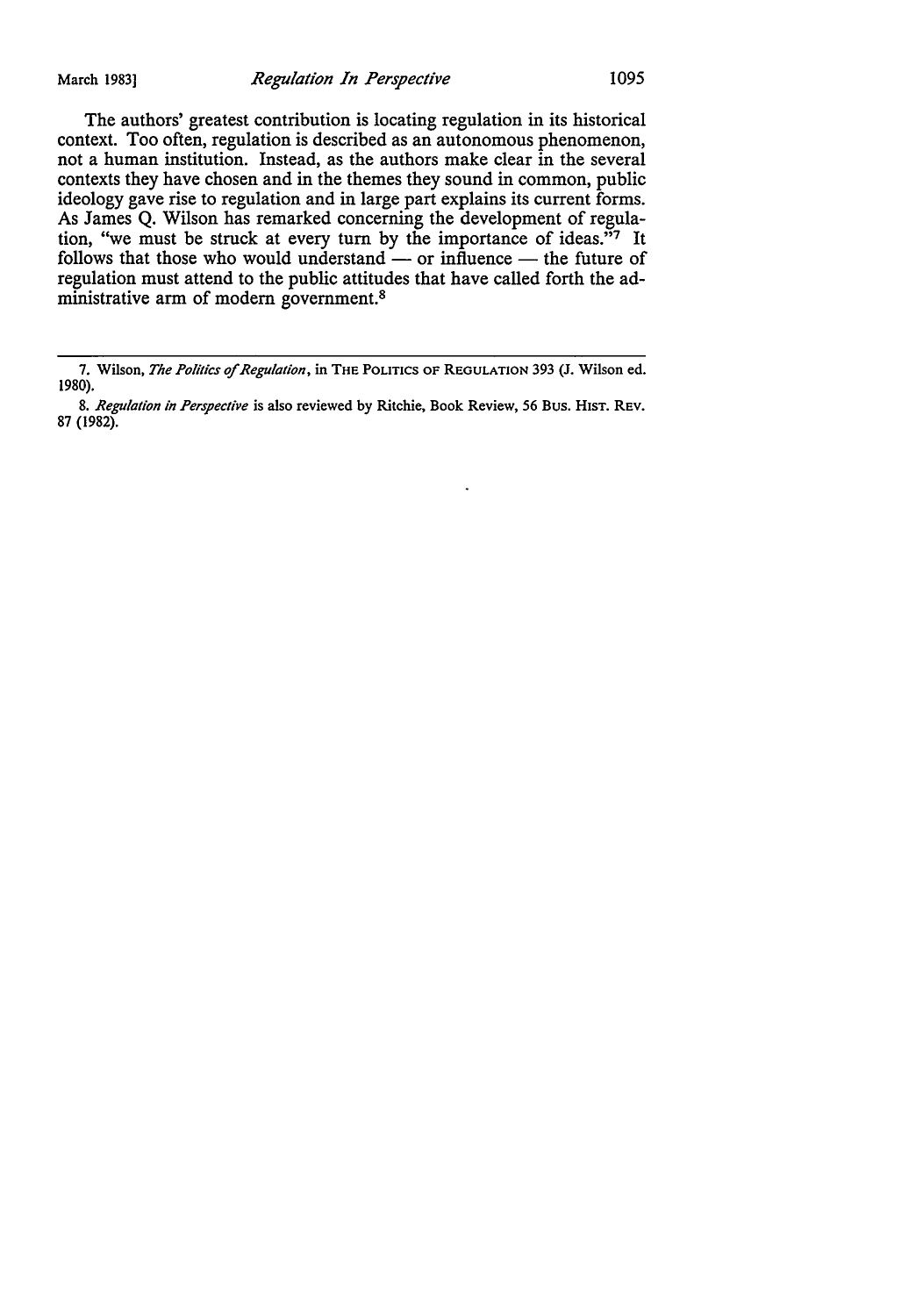The authors' greatest contribution is locating regulation in its historical context. Too often, regulation is described as an autonomous phenomenon, not a human institution. Instead, as the authors make clear in the several contexts they have chosen and in the themes they sound in common, public ideology gave rise to regulation and in large part explains its current forms. As James Q. Wilson has remarked concerning the development of regulation, "we must be struck at every turn by the importance of ideas."[7] It follows that those who would understand — or influence — the future of regulation must attend to the public attitudes that have called forth the administrative arm of modern government.[8]

---

7. Wilson, *The Politics of Regulation*, in THE POLITICS OF REGULATION 393 (J. Wilson ed. 1980).

8. *Regulation in Perspective* is also reviewed by Ritchie, Book Review, 56 BUS. HIST. REV. 87 (1982).